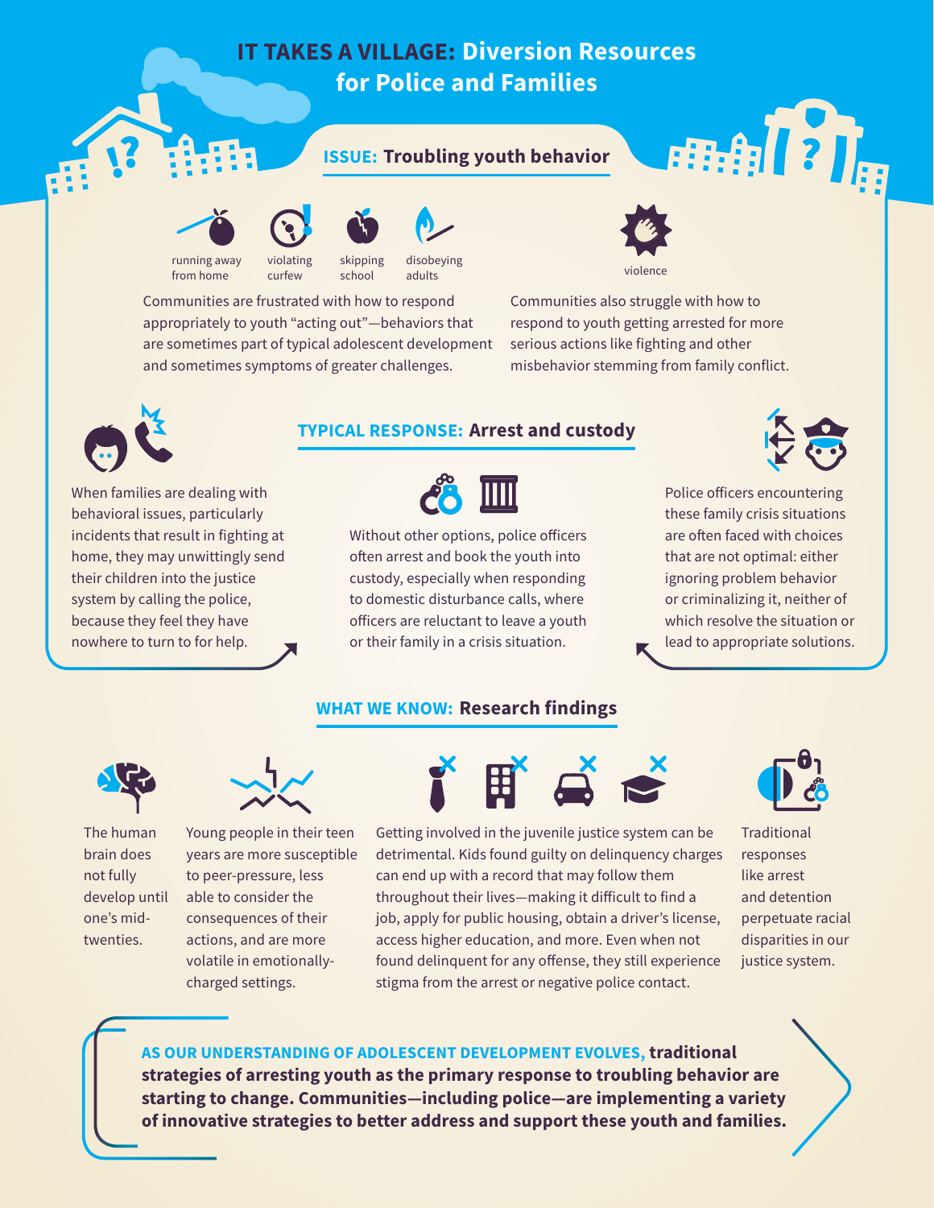# IT TAKES A VILLAGE: Diversion Resources for Police and Families

## ISSUE: Troubling youth behavior

running away from home · violating curfew · skipping school · disobeying adults · violence

Communities are frustrated with how to respond appropriately to youth "acting out"—behaviors that are sometimes part of typical adolescent development and sometimes symptoms of greater challenges.

Communities also struggle with how to respond to youth getting arrested for more serious actions like fighting and other misbehavior stemming from family conflict.

## TYPICAL RESPONSE: Arrest and custody

When families are dealing with behavioral issues, particularly incidents that result in fighting at home, they may unwittingly send their children into the justice system by calling the police, because they feel they have nowhere to turn to for help.

Without other options, police officers often arrest and book the youth into custody, especially when responding to domestic disturbance calls, where officers are reluctant to leave a youth or their family in a crisis situation.

Police officers encountering these family crisis situations are often faced with choices that are not optimal: either ignoring problem behavior or criminalizing it, neither of which resolve the situation or lead to appropriate solutions.

## WHAT WE KNOW: Research findings

The human brain does not fully develop until one's mid-twenties.

Young people in their teen years are more susceptible to peer-pressure, less able to consider the consequences of their actions, and are more volatile in emotionally-charged settings.

Getting involved in the juvenile justice system can be detrimental. Kids found guilty on delinquency charges can end up with a record that may follow them throughout their lives—making it difficult to find a job, apply for public housing, obtain a driver's license, access higher education, and more. Even when not found delinquent for any offense, they still experience stigma from the arrest or negative police contact.

Traditional responses like arrest and detention perpetuate racial disparities in our justice system.

**AS OUR UNDERSTANDING OF ADOLESCENT DEVELOPMENT EVOLVES, traditional strategies of arresting youth as the primary response to troubling behavior are starting to change. Communities—including police—are implementing a variety of innovative strategies to better address and support these youth and families.**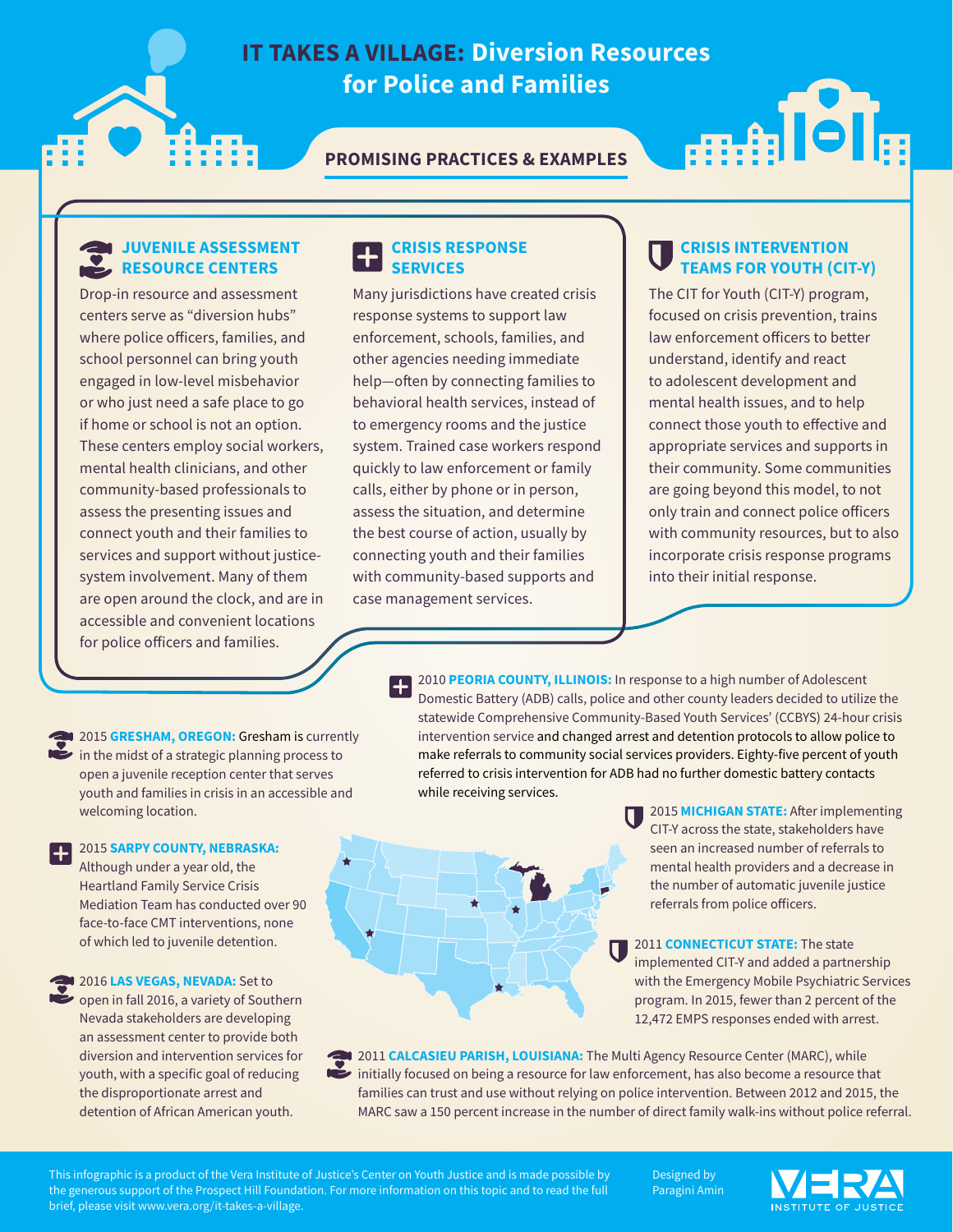# IT TAKES A VILLAGE: Diversion Resources for Police and Families

## PROMISING PRACTICES & EXAMPLES

### JUVENILE ASSESSMENT RESOURCE CENTERS

Drop-in resource and assessment centers serve as "diversion hubs" where police officers, families, and school personnel can bring youth engaged in low-level misbehavior or who just need a safe place to go if home or school is not an option. These centers employ social workers, mental health clinicians, and other community-based professionals to assess the presenting issues and connect youth and their families to services and support without justice-system involvement. Many of them are open around the clock, and are in accessible and convenient locations for police officers and families.

### CRISIS RESPONSE SERVICES

Many jurisdictions have created crisis response systems to support law enforcement, schools, families, and other agencies needing immediate help—often by connecting families to behavioral health services, instead of to emergency rooms and the justice system. Trained case workers respond quickly to law enforcement or family calls, either by phone or in person, assess the situation, and determine the best course of action, usually by connecting youth and their families with community-based supports and case management services.

### CRISIS INTERVENTION TEAMS FOR YOUTH (CIT-Y)

The CIT for Youth (CIT-Y) program, focused on crisis prevention, trains law enforcement officers to better understand, identify and react to adolescent development and mental health issues, and to help connect those youth to effective and appropriate services and supports in their community. Some communities are going beyond this model, to not only train and connect police officers with community resources, but to also incorporate crisis response programs into their initial response.

2010 **PEORIA COUNTY, ILLINOIS:** In response to a high number of Adolescent Domestic Battery (ADB) calls, police and other county leaders decided to utilize the statewide Comprehensive Community-Based Youth Services' (CCBYS) 24-hour crisis intervention service and changed arrest and detention protocols to allow police to make referrals to community social services providers. Eighty-five percent of youth referred to crisis intervention for ADB had no further domestic battery contacts while receiving services.

2015 **GRESHAM, OREGON:** Gresham is currently in the midst of a strategic planning process to open a juvenile reception center that serves youth and families in crisis in an accessible and welcoming location.

2015 **SARPY COUNTY, NEBRASKA:** Although under a year old, the Heartland Family Service Crisis Mediation Team has conducted over 90 face-to-face CMT interventions, none of which led to juvenile detention.

2016 **LAS VEGAS, NEVADA:** Set to open in fall 2016, a variety of Southern Nevada stakeholders are developing an assessment center to provide both diversion and intervention services for youth, with a specific goal of reducing the disproportionate arrest and detention of African American youth.

2015 **MICHIGAN STATE:** After implementing CIT-Y across the state, stakeholders have seen an increased number of referrals to mental health providers and a decrease in the number of automatic juvenile justice referrals from police officers.

2011 **CONNECTICUT STATE:** The state implemented CIT-Y and added a partnership with the Emergency Mobile Psychiatric Services program. In 2015, fewer than 2 percent of the 12,472 EMPS responses ended with arrest.

2011 **CALCASIEU PARISH, LOUISIANA:** The Multi Agency Resource Center (MARC), while initially focused on being a resource for law enforcement, has also become a resource that families can trust and use without relying on police intervention. Between 2012 and 2015, the MARC saw a 150 percent increase in the number of direct family walk-ins without police referral.

This infographic is a product of the Vera Institute of Justice's Center on Youth Justice and is made possible by the generous support of the Prospect Hill Foundation. For more information on this topic and to read the full brief, please visit www.vera.org/it-takes-a-village.

Designed by Paragini Amin

VERA INSTITUTE OF JUSTICE